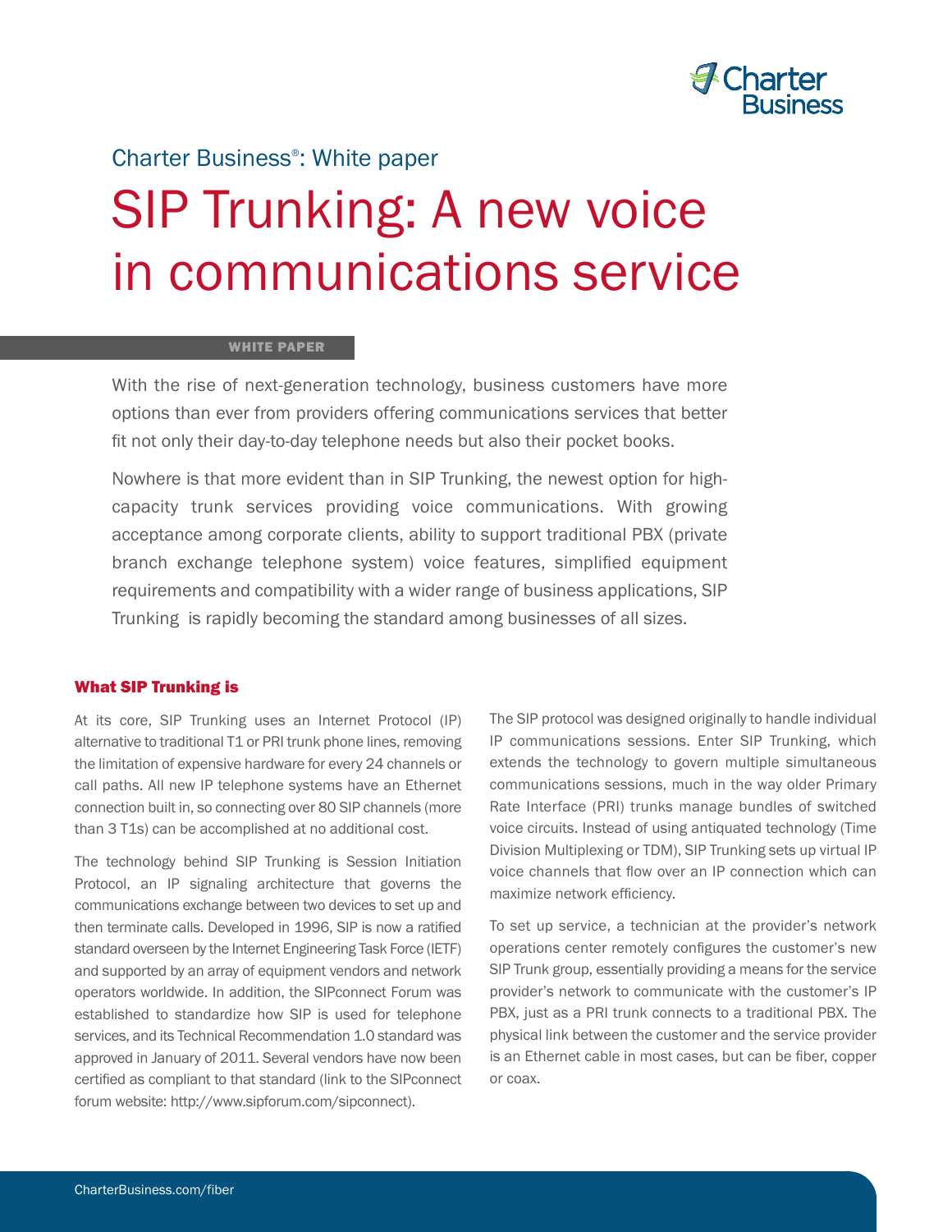Charter Business®: White paper

# SIP Trunking: A new voice in communications service

WHITE PAPER

With the rise of next-generation technology, business customers have more options than ever from providers offering communications services that better fit not only their day-to-day telephone needs but also their pocket books.

Nowhere is that more evident than in SIP Trunking, the newest option for high-capacity trunk services providing voice communications. With growing acceptance among corporate clients, ability to support traditional PBX (private branch exchange telephone system) voice features, simplified equipment requirements and compatibility with a wider range of business applications, SIP Trunking is rapidly becoming the standard among businesses of all sizes.

## What SIP Trunking is

At its core, SIP Trunking uses an Internet Protocol (IP) alternative to traditional T1 or PRI trunk phone lines, removing the limitation of expensive hardware for every 24 channels or call paths. All new IP telephone systems have an Ethernet connection built in, so connecting over 80 SIP channels (more than 3 T1s) can be accomplished at no additional cost.

The technology behind SIP Trunking is Session Initiation Protocol, an IP signaling architecture that governs the communications exchange between two devices to set up and then terminate calls. Developed in 1996, SIP is now a ratified standard overseen by the Internet Engineering Task Force (IETF) and supported by an array of equipment vendors and network operators worldwide. In addition, the SIPconnect Forum was established to standardize how SIP is used for telephone services, and its Technical Recommendation 1.0 standard was approved in January of 2011. Several vendors have now been certified as compliant to that standard (link to the SIPconnect forum website: http://www.sipforum.com/sipconnect).

The SIP protocol was designed originally to handle individual IP communications sessions. Enter SIP Trunking, which extends the technology to govern multiple simultaneous communications sessions, much in the way older Primary Rate Interface (PRI) trunks manage bundles of switched voice circuits. Instead of using antiquated technology (Time Division Multiplexing or TDM), SIP Trunking sets up virtual IP voice channels that flow over an IP connection which can maximize network efficiency.

To set up service, a technician at the provider's network operations center remotely configures the customer's new SIP Trunk group, essentially providing a means for the service provider's network to communicate with the customer's IP PBX, just as a PRI trunk connects to a traditional PBX. The physical link between the customer and the service provider is an Ethernet cable in most cases, but can be fiber, copper or coax.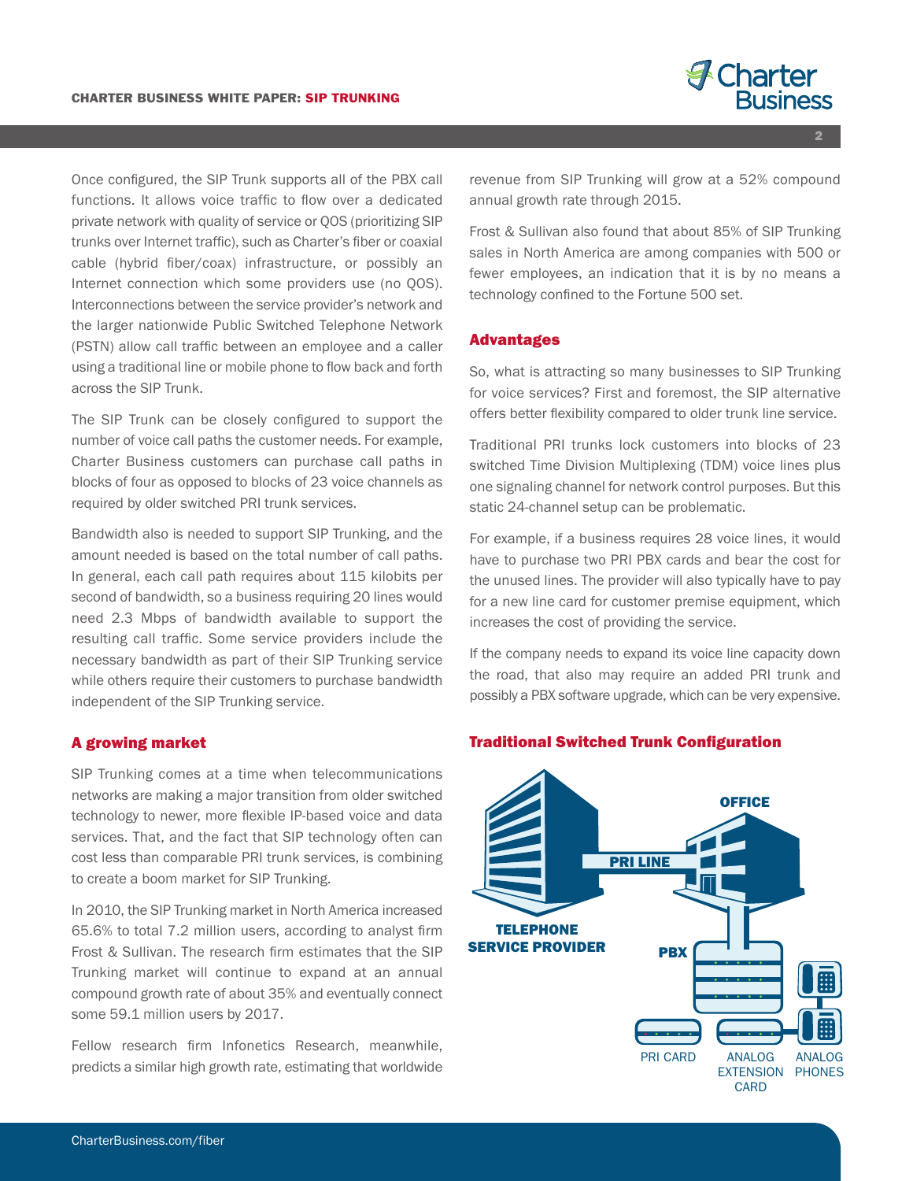Once configured, the SIP Trunk supports all of the PBX call functions. It allows voice traffic to flow over a dedicated private network with quality of service or QOS (prioritizing SIP trunks over Internet traffic), such as Charter's fiber or coaxial cable (hybrid fiber/coax) infrastructure, or possibly an Internet connection which some providers use (no QOS). Interconnections between the service provider's network and the larger nationwide Public Switched Telephone Network (PSTN) allow call traffic between an employee and a caller using a traditional line or mobile phone to flow back and forth across the SIP Trunk.

The SIP Trunk can be closely configured to support the number of voice call paths the customer needs. For example, Charter Business customers can purchase call paths in blocks of four as opposed to blocks of 23 voice channels as required by older switched PRI trunk services.

Bandwidth also is needed to support SIP Trunking, and the amount needed is based on the total number of call paths. In general, each call path requires about 115 kilobits per second of bandwidth, so a business requiring 20 lines would need 2.3 Mbps of bandwidth available to support the resulting call traffic. Some service providers include the necessary bandwidth as part of their SIP Trunking service while others require their customers to purchase bandwidth independent of the SIP Trunking service.

## A growing market

SIP Trunking comes at a time when telecommunications networks are making a major transition from older switched technology to newer, more flexible IP-based voice and data services. That, and the fact that SIP technology often can cost less than comparable PRI trunk services, is combining to create a boom market for SIP Trunking.

In 2010, the SIP Trunking market in North America increased 65.6% to total 7.2 million users, according to analyst firm Frost & Sullivan. The research firm estimates that the SIP Trunking market will continue to expand at an annual compound growth rate of about 35% and eventually connect some 59.1 million users by 2017.

Fellow research firm Infonetics Research, meanwhile, predicts a similar high growth rate, estimating that worldwide revenue from SIP Trunking will grow at a 52% compound annual growth rate through 2015.

Frost & Sullivan also found that about 85% of SIP Trunking sales in North America are among companies with 500 or fewer employees, an indication that it is by no means a technology confined to the Fortune 500 set.

## Advantages

So, what is attracting so many businesses to SIP Trunking for voice services? First and foremost, the SIP alternative offers better flexibility compared to older trunk line service.

Traditional PRI trunks lock customers into blocks of 23 switched Time Division Multiplexing (TDM) voice lines plus one signaling channel for network control purposes. But this static 24-channel setup can be problematic.

For example, if a business requires 28 voice lines, it would have to purchase two PRI PBX cards and bear the cost for the unused lines. The provider will also typically have to pay for a new line card for customer premise equipment, which increases the cost of providing the service.

If the company needs to expand its voice line capacity down the road, that also may require an added PRI trunk and possibly a PBX software upgrade, which can be very expensive.

## Traditional Switched Trunk Configuration

TELEPHONE SERVICE PROVIDER

PRI LINE

OFFICE

PBX

PRI CARD

ANALOG EXTENSION CARD

ANALOG PHONES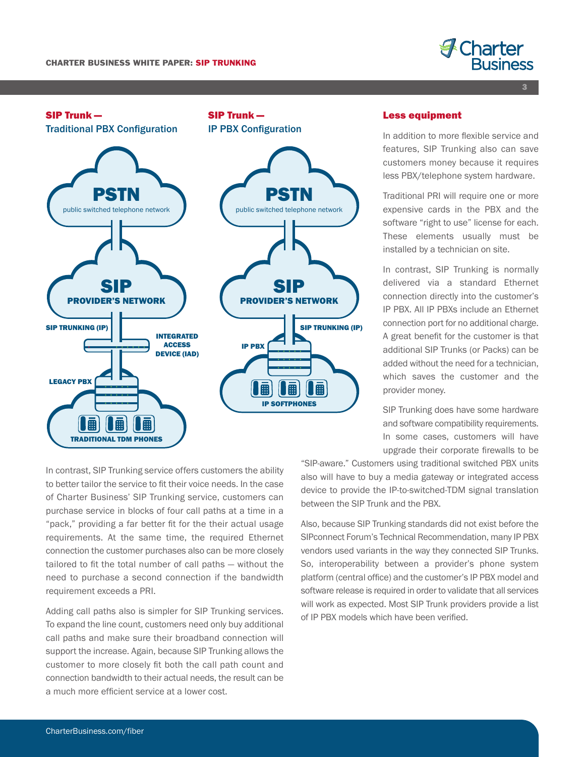## SIP Trunk — Traditional PBX Configuration

PSTN
public switched telephone network

SIP
PROVIDER'S NETWORK

SIP TRUNKING (IP)

INTEGRATED ACCESS DEVICE (IAD)

LEGACY PBX

TRADITIONAL TDM PHONES

## SIP Trunk — IP PBX Configuration

PSTN
public switched telephone network

SIP
PROVIDER'S NETWORK

SIP TRUNKING (IP)

IP PBX

IP SOFTPHONES

In contrast, SIP Trunking service offers customers the ability to better tailor the service to fit their voice needs. In the case of Charter Business' SIP Trunking service, customers can purchase service in blocks of four call paths at a time in a "pack," providing a far better fit for the their actual usage requirements. At the same time, the required Ethernet connection the customer purchases also can be more closely tailored to fit the total number of call paths — without the need to purchase a second connection if the bandwidth requirement exceeds a PRI.

Adding call paths also is simpler for SIP Trunking services. To expand the line count, customers need only buy additional call paths and make sure their broadband connection will support the increase. Again, because SIP Trunking allows the customer to more closely fit both the call path count and connection bandwidth to their actual needs, the result can be a much more efficient service at a lower cost.

## Less equipment

In addition to more flexible service and features, SIP Trunking also can save customers money because it requires less PBX/telephone system hardware.

Traditional PRI will require one or more expensive cards in the PBX and the software "right to use" license for each. These elements usually must be installed by a technician on site.

In contrast, SIP Trunking is normally delivered via a standard Ethernet connection directly into the customer's IP PBX. All IP PBXs include an Ethernet connection port for no additional charge. A great benefit for the customer is that additional SIP Trunks (or Packs) can be added without the need for a technician, which saves the customer and the provider money.

SIP Trunking does have some hardware and software compatibility requirements. In some cases, customers will have upgrade their corporate firewalls to be "SIP-aware." Customers using traditional switched PBX units also will have to buy a media gateway or integrated access device to provide the IP-to-switched-TDM signal translation between the SIP Trunk and the PBX.

Also, because SIP Trunking standards did not exist before the SIPconnect Forum's Technical Recommendation, many IP PBX vendors used variants in the way they connected SIP Trunks. So, interoperability between a provider's phone system platform (central office) and the customer's IP PBX model and software release is required in order to validate that all services will work as expected. Most SIP Trunk providers provide a list of IP PBX models which have been verified.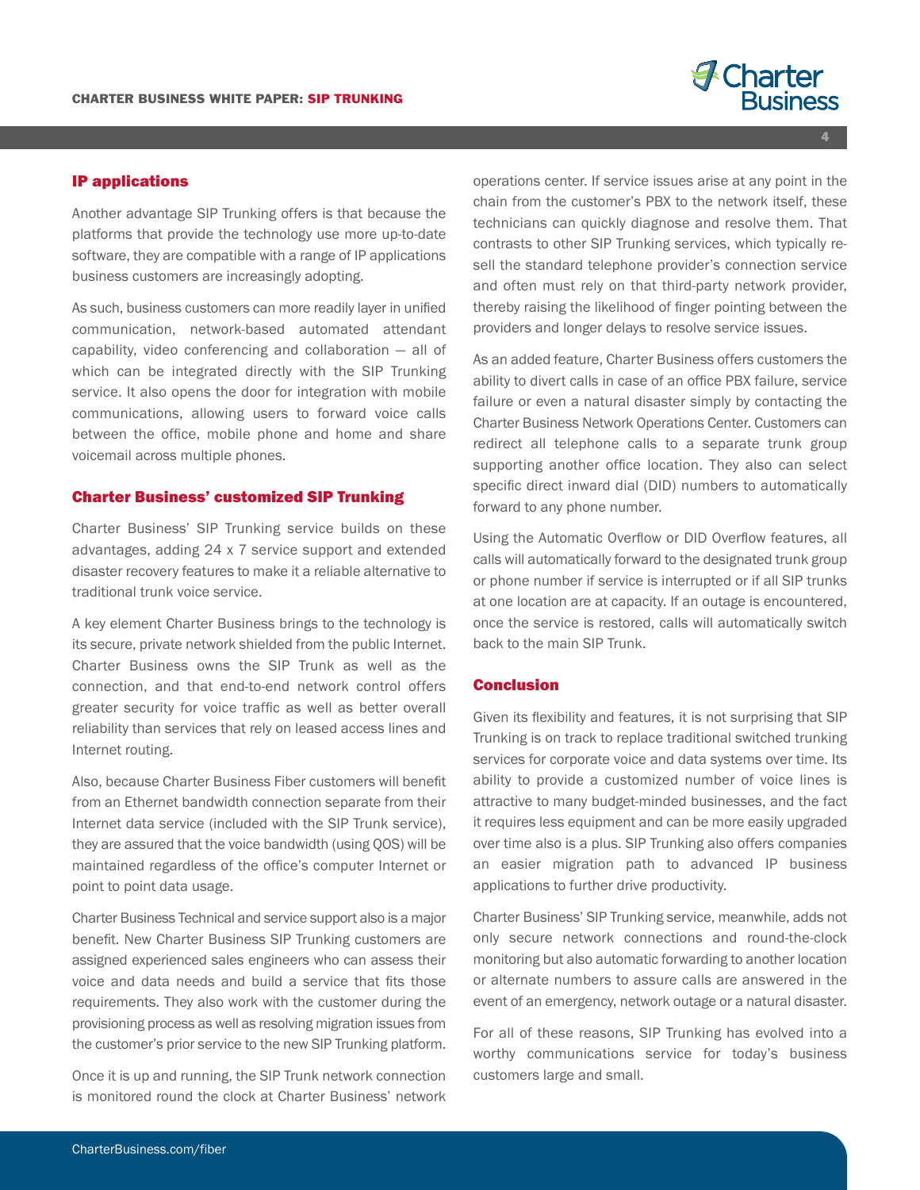## IP applications

Another advantage SIP Trunking offers is that because the platforms that provide the technology use more up-to-date software, they are compatible with a range of IP applications business customers are increasingly adopting.

As such, business customers can more readily layer in unified communication, network-based automated attendant capability, video conferencing and collaboration — all of which can be integrated directly with the SIP Trunking service. It also opens the door for integration with mobile communications, allowing users to forward voice calls between the office, mobile phone and home and share voicemail across multiple phones.

## Charter Business' customized SIP Trunking

Charter Business' SIP Trunking service builds on these advantages, adding 24 x 7 service support and extended disaster recovery features to make it a reliable alternative to traditional trunk voice service.

A key element Charter Business brings to the technology is its secure, private network shielded from the public Internet. Charter Business owns the SIP Trunk as well as the connection, and that end-to-end network control offers greater security for voice traffic as well as better overall reliability than services that rely on leased access lines and Internet routing.

Also, because Charter Business Fiber customers will benefit from an Ethernet bandwidth connection separate from their Internet data service (included with the SIP Trunk service), they are assured that the voice bandwidth (using QOS) will be maintained regardless of the office's computer Internet or point to point data usage.

Charter Business Technical and service support also is a major benefit. New Charter Business SIP Trunking customers are assigned experienced sales engineers who can assess their voice and data needs and build a service that fits those requirements. They also work with the customer during the provisioning process as well as resolving migration issues from the customer's prior service to the new SIP Trunking platform.

Once it is up and running, the SIP Trunk network connection is monitored round the clock at Charter Business' network operations center. If service issues arise at any point in the chain from the customer's PBX to the network itself, these technicians can quickly diagnose and resolve them. That contrasts to other SIP Trunking services, which typically re-sell the standard telephone provider's connection service and often must rely on that third-party network provider, thereby raising the likelihood of finger pointing between the providers and longer delays to resolve service issues.

As an added feature, Charter Business offers customers the ability to divert calls in case of an office PBX failure, service failure or even a natural disaster simply by contacting the Charter Business Network Operations Center. Customers can redirect all telephone calls to a separate trunk group supporting another office location. They also can select specific direct inward dial (DID) numbers to automatically forward to any phone number.

Using the Automatic Overflow or DID Overflow features, all calls will automatically forward to the designated trunk group or phone number if service is interrupted or if all SIP trunks at one location are at capacity. If an outage is encountered, once the service is restored, calls will automatically switch back to the main SIP Trunk.

## Conclusion

Given its flexibility and features, it is not surprising that SIP Trunking is on track to replace traditional switched trunking services for corporate voice and data systems over time. Its ability to provide a customized number of voice lines is attractive to many budget-minded businesses, and the fact it requires less equipment and can be more easily upgraded over time also is a plus. SIP Trunking also offers companies an easier migration path to advanced IP business applications to further drive productivity.

Charter Business' SIP Trunking service, meanwhile, adds not only secure network connections and round-the-clock monitoring but also automatic forwarding to another location or alternate numbers to assure calls are answered in the event of an emergency, network outage or a natural disaster.

For all of these reasons, SIP Trunking has evolved into a worthy communications service for today's business customers large and small.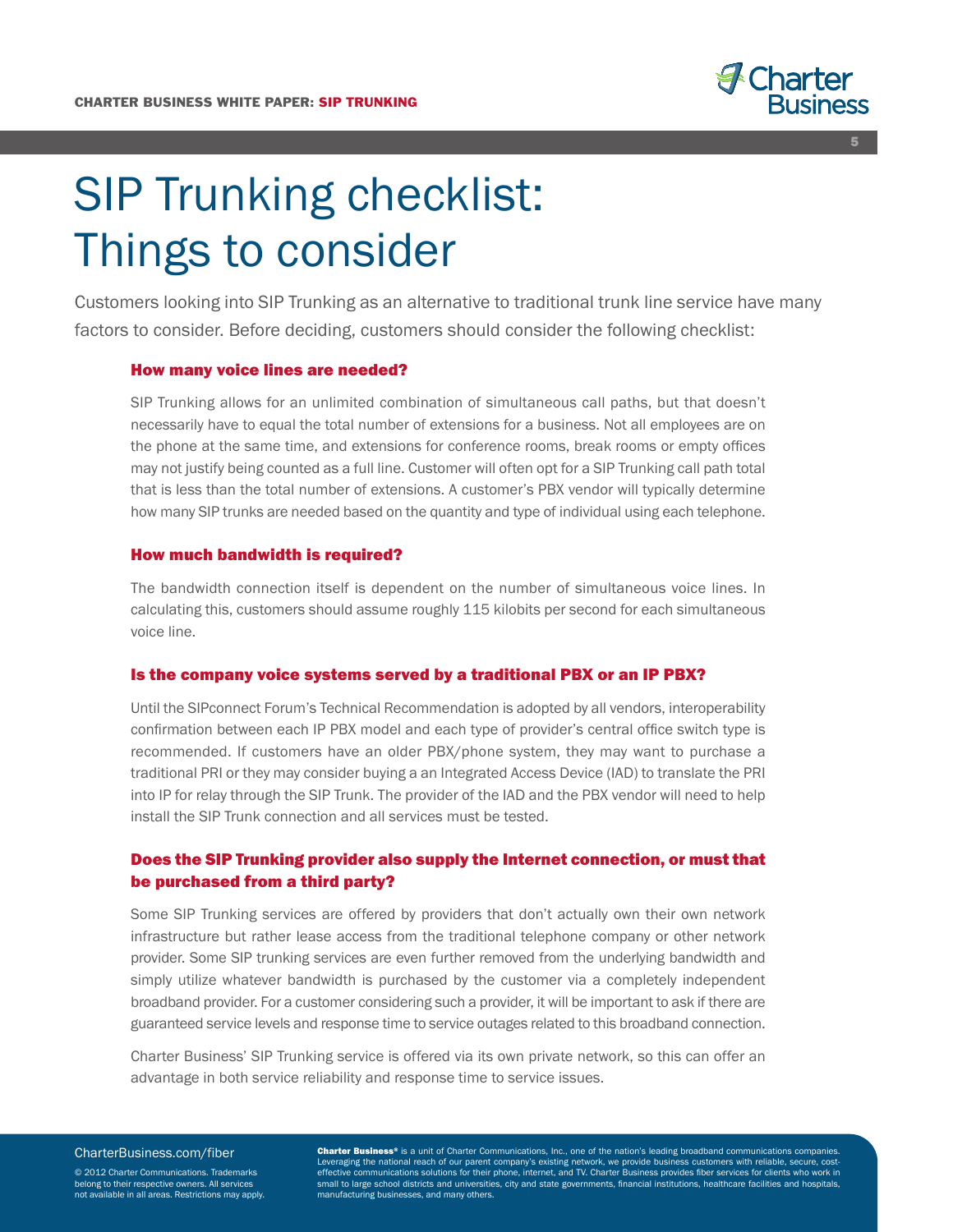# SIP Trunking checklist: Things to consider

Customers looking into SIP Trunking as an alternative to traditional trunk line service have many factors to consider. Before deciding, customers should consider the following checklist:

### How many voice lines are needed?

SIP Trunking allows for an unlimited combination of simultaneous call paths, but that doesn't necessarily have to equal the total number of extensions for a business. Not all employees are on the phone at the same time, and extensions for conference rooms, break rooms or empty offices may not justify being counted as a full line. Customer will often opt for a SIP Trunking call path total that is less than the total number of extensions. A customer's PBX vendor will typically determine how many SIP trunks are needed based on the quantity and type of individual using each telephone.

### How much bandwidth is required?

The bandwidth connection itself is dependent on the number of simultaneous voice lines. In calculating this, customers should assume roughly 115 kilobits per second for each simultaneous voice line.

### Is the company voice systems served by a traditional PBX or an IP PBX?

Until the SIPconnect Forum's Technical Recommendation is adopted by all vendors, interoperability confirmation between each IP PBX model and each type of provider's central office switch type is recommended. If customers have an older PBX/phone system, they may want to purchase a traditional PRI or they may consider buying a an Integrated Access Device (IAD) to translate the PRI into IP for relay through the SIP Trunk. The provider of the IAD and the PBX vendor will need to help install the SIP Trunk connection and all services must be tested.

### Does the SIP Trunking provider also supply the Internet connection, or must that be purchased from a third party?

Some SIP Trunking services are offered by providers that don't actually own their own network infrastructure but rather lease access from the traditional telephone company or other network provider. Some SIP trunking services are even further removed from the underlying bandwidth and simply utilize whatever bandwidth is purchased by the customer via a completely independent broadband provider. For a customer considering such a provider, it will be important to ask if there are guaranteed service levels and response time to service outages related to this broadband connection.

Charter Business' SIP Trunking service is offered via its own private network, so this can offer an advantage in both service reliability and response time to service issues.

CharterBusiness.com/fiber

© 2012 Charter Communications. Trademarks belong to their respective owners. All services not available in all areas. Restrictions may apply.

**Charter Business®** is a unit of Charter Communications, Inc., one of the nation's leading broadband communications companies. Leveraging the national reach of our parent company's existing network, we provide business customers with reliable, secure, cost-effective communications solutions for their phone, internet, and TV. Charter Business provides fiber services for clients who work in small to large school districts and universities, city and state governments, financial institutions, healthcare facilities and hospitals, manufacturing businesses, and many others.